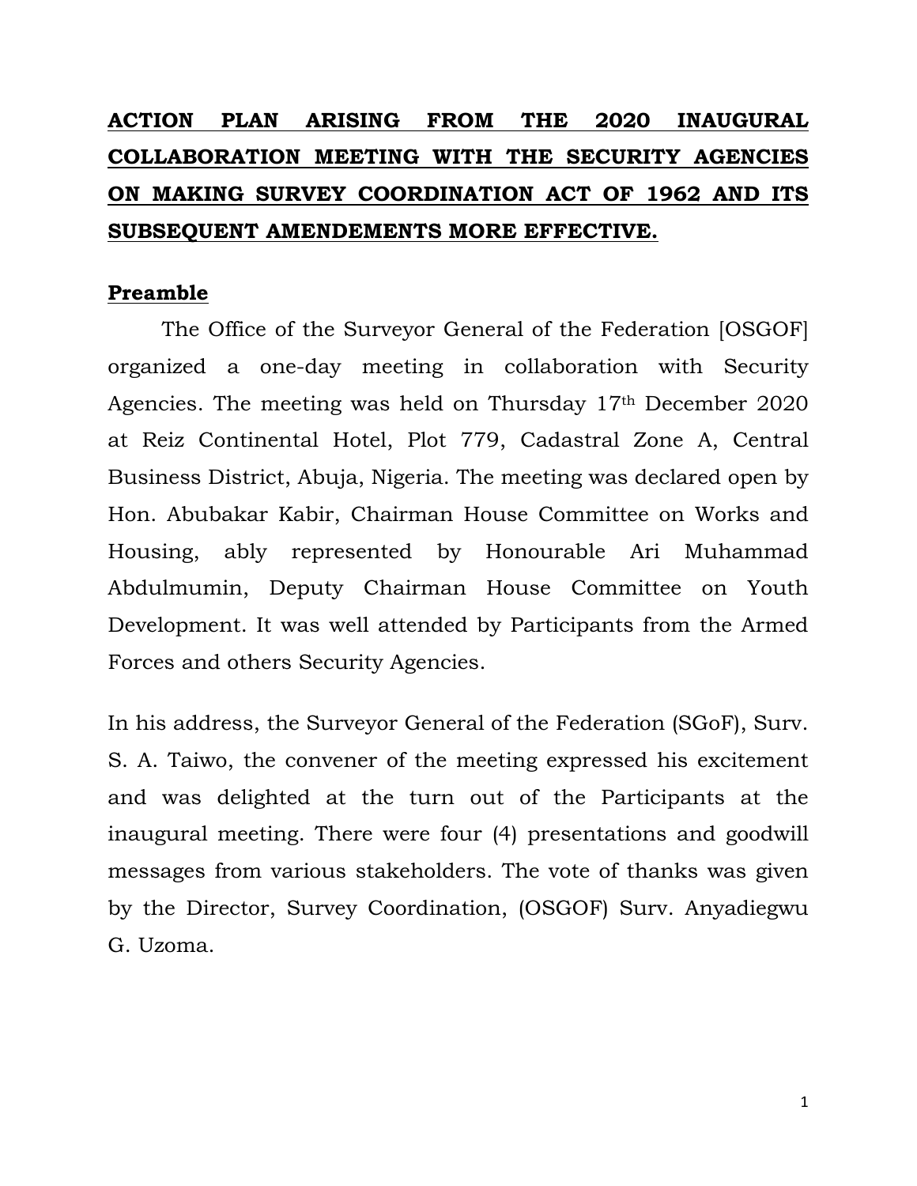# ACTION PLAN ARISING FROM THE 2020 INAUGURAL COLLABORATION MEETING WITH THE SECURITY AGENCIES ON MAKING SURVEY COORDINATION ACT OF 1962 AND ITS SUBSEQUENT AMENDEMENTS MORE EFFECTIVE.

## Preamble

The Office of the Surveyor General of the Federation [OSGOF] organized a one-day meeting in collaboration with Security Agencies. The meeting was held on Thursday 17th December 2020 at Reiz Continental Hotel, Plot 779, Cadastral Zone A, Central Business District, Abuja, Nigeria. The meeting was declared open by Hon. Abubakar Kabir, Chairman House Committee on Works and Housing, ably represented by Honourable Ari Muhammad Abdulmumin, Deputy Chairman House Committee on Youth Development. It was well attended by Participants from the Armed Forces and others Security Agencies.

In his address, the Surveyor General of the Federation (SGoF), Surv. S. A. Taiwo, the convener of the meeting expressed his excitement and was delighted at the turn out of the Participants at the inaugural meeting. There were four (4) presentations and goodwill messages from various stakeholders. The vote of thanks was given by the Director, Survey Coordination, (OSGOF) Surv. Anyadiegwu G. Uzoma.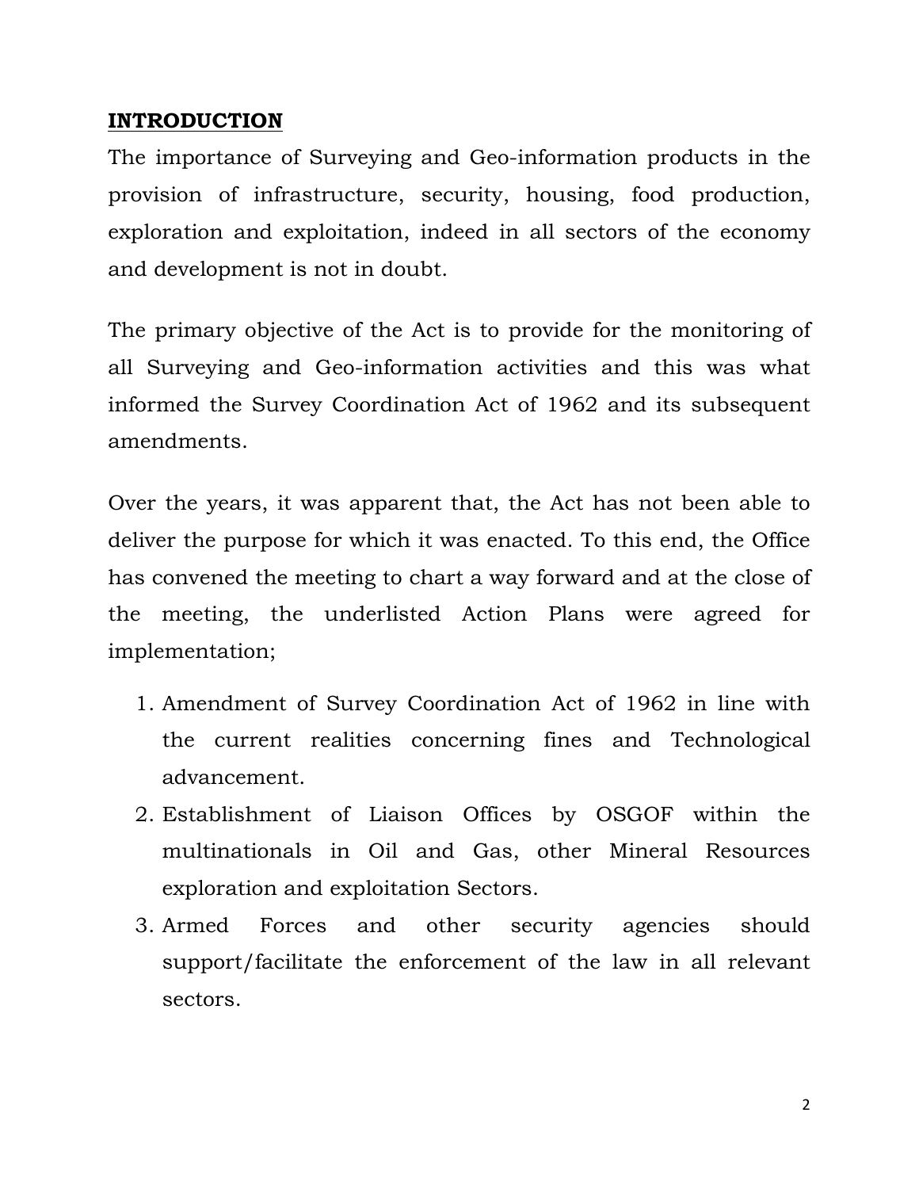## INTRODUCTION

The importance of Surveying and Geo-information products in the provision of infrastructure, security, housing, food production, exploration and exploitation, indeed in all sectors of the economy and development is not in doubt.

The primary objective of the Act is to provide for the monitoring of all Surveying and Geo-information activities and this was what informed the Survey Coordination Act of 1962 and its subsequent amendments.

Over the years, it was apparent that, the Act has not been able to deliver the purpose for which it was enacted. To this end, the Office has convened the meeting to chart a way forward and at the close of the meeting, the underlisted Action Plans were agreed for implementation;

1. Amendment of Survey Coordination Act of 1962 in line with the current realities concerning fines and Technological advancement.
2. Establishment of Liaison Offices by OSGOF within the multinationals in Oil and Gas, other Mineral Resources exploration and exploitation Sectors.
3. Armed Forces and other security agencies should support/facilitate the enforcement of the law in all relevant sectors.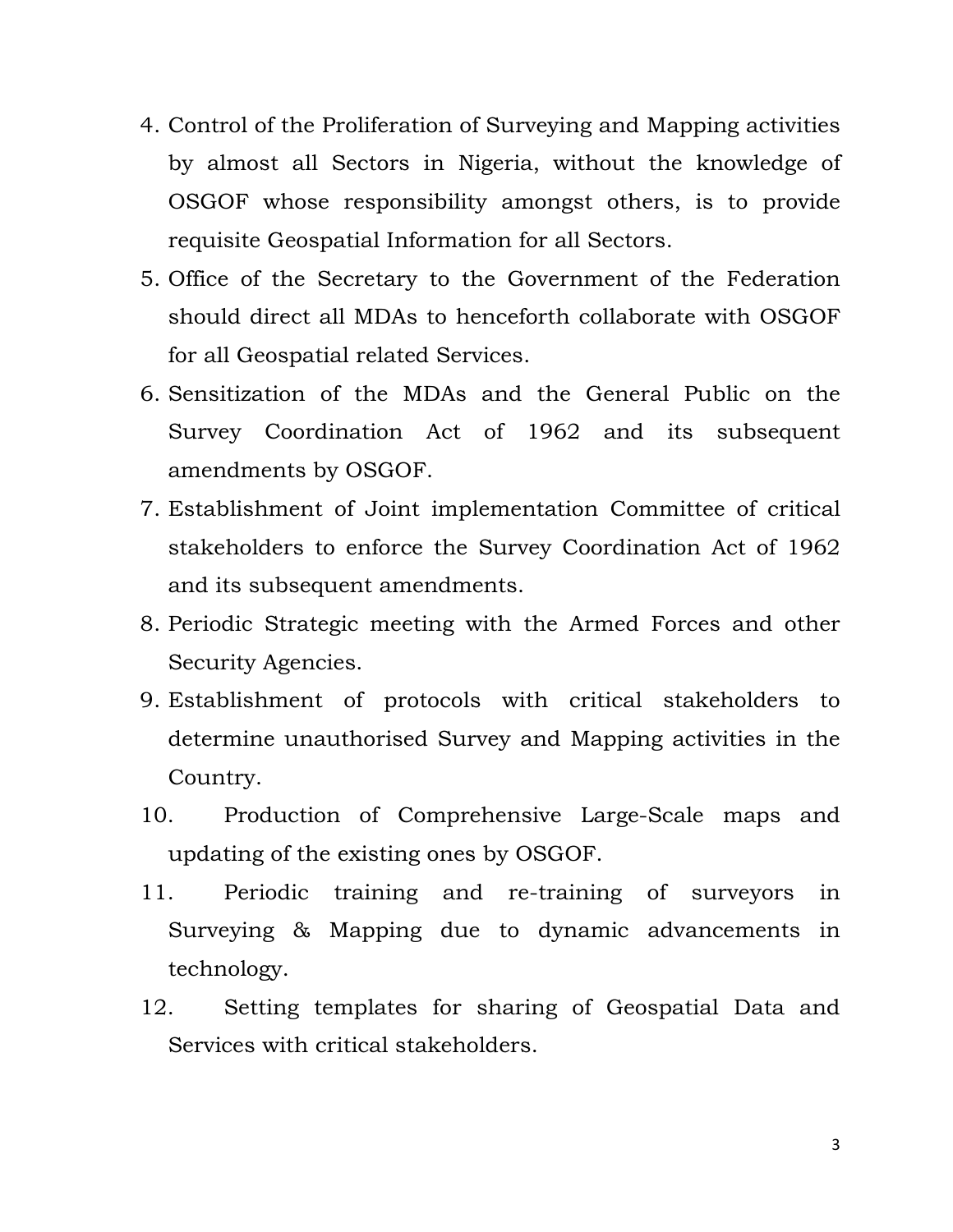4. Control of the Proliferation of Surveying and Mapping activities by almost all Sectors in Nigeria, without the knowledge of OSGOF whose responsibility amongst others, is to provide requisite Geospatial Information for all Sectors.
5. Office of the Secretary to the Government of the Federation should direct all MDAs to henceforth collaborate with OSGOF for all Geospatial related Services.
6. Sensitization of the MDAs and the General Public on the Survey Coordination Act of 1962 and its subsequent amendments by OSGOF.
7. Establishment of Joint implementation Committee of critical stakeholders to enforce the Survey Coordination Act of 1962 and its subsequent amendments.
8. Periodic Strategic meeting with the Armed Forces and other Security Agencies.
9. Establishment of protocols with critical stakeholders to determine unauthorised Survey and Mapping activities in the Country.
10. Production of Comprehensive Large-Scale maps and updating of the existing ones by OSGOF.
11. Periodic training and re-training of surveyors in Surveying & Mapping due to dynamic advancements in technology.
12. Setting templates for sharing of Geospatial Data and Services with critical stakeholders.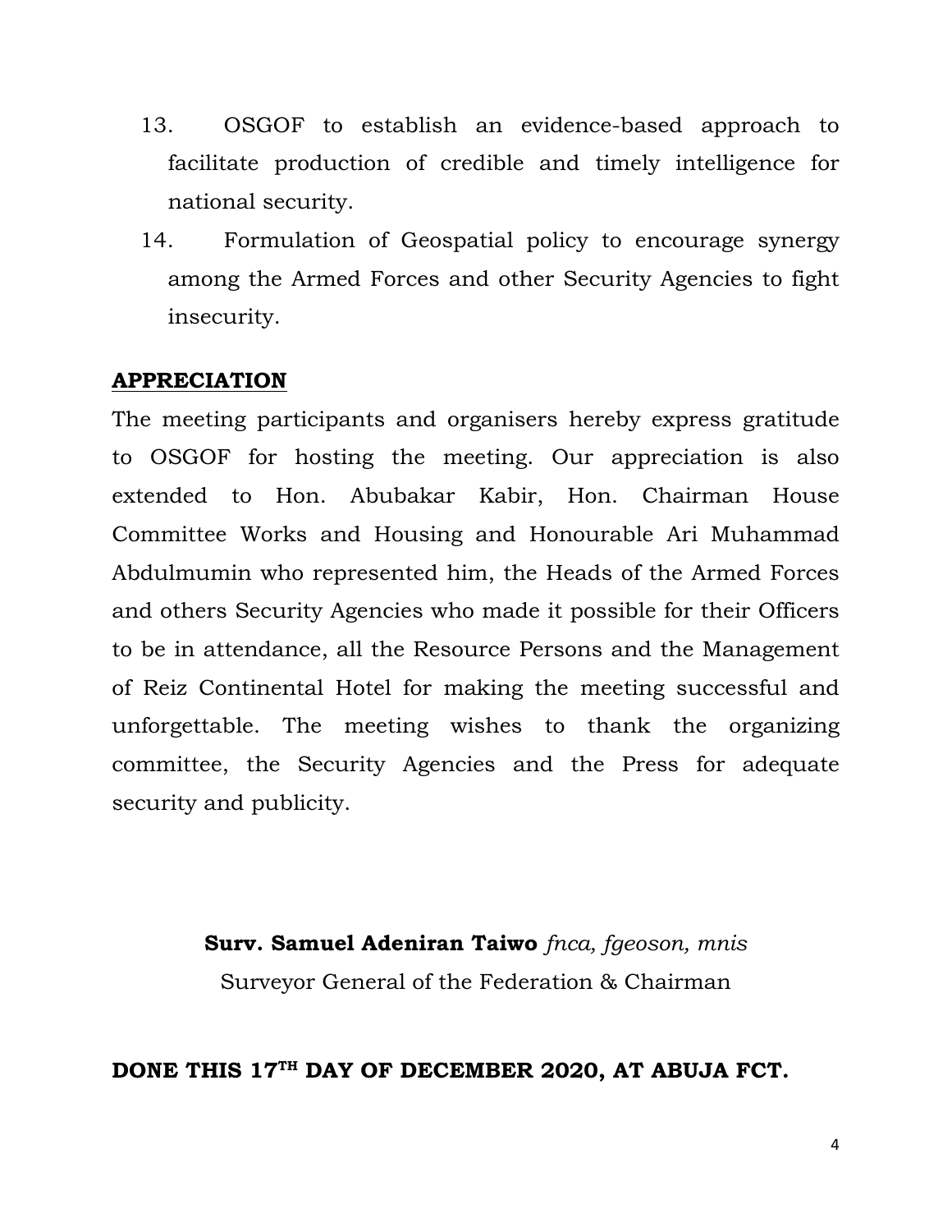13. OSGOF to establish an evidence-based approach to facilitate production of credible and timely intelligence for national security.

14. Formulation of Geospatial policy to encourage synergy among the Armed Forces and other Security Agencies to fight insecurity.

## APPRECIATION

The meeting participants and organisers hereby express gratitude to OSGOF for hosting the meeting. Our appreciation is also extended to Hon. Abubakar Kabir, Hon. Chairman House Committee Works and Housing and Honourable Ari Muhammad Abdulmumin who represented him, the Heads of the Armed Forces and others Security Agencies who made it possible for their Officers to be in attendance, all the Resource Persons and the Management of Reiz Continental Hotel for making the meeting successful and unforgettable. The meeting wishes to thank the organizing committee, the Security Agencies and the Press for adequate security and publicity.

**Surv. Samuel Adeniran Taiwo** *fnca, fgeoson, mnis*
Surveyor General of the Federation & Chairman

**DONE THIS 17TH DAY OF DECEMBER 2020, AT ABUJA FCT.**